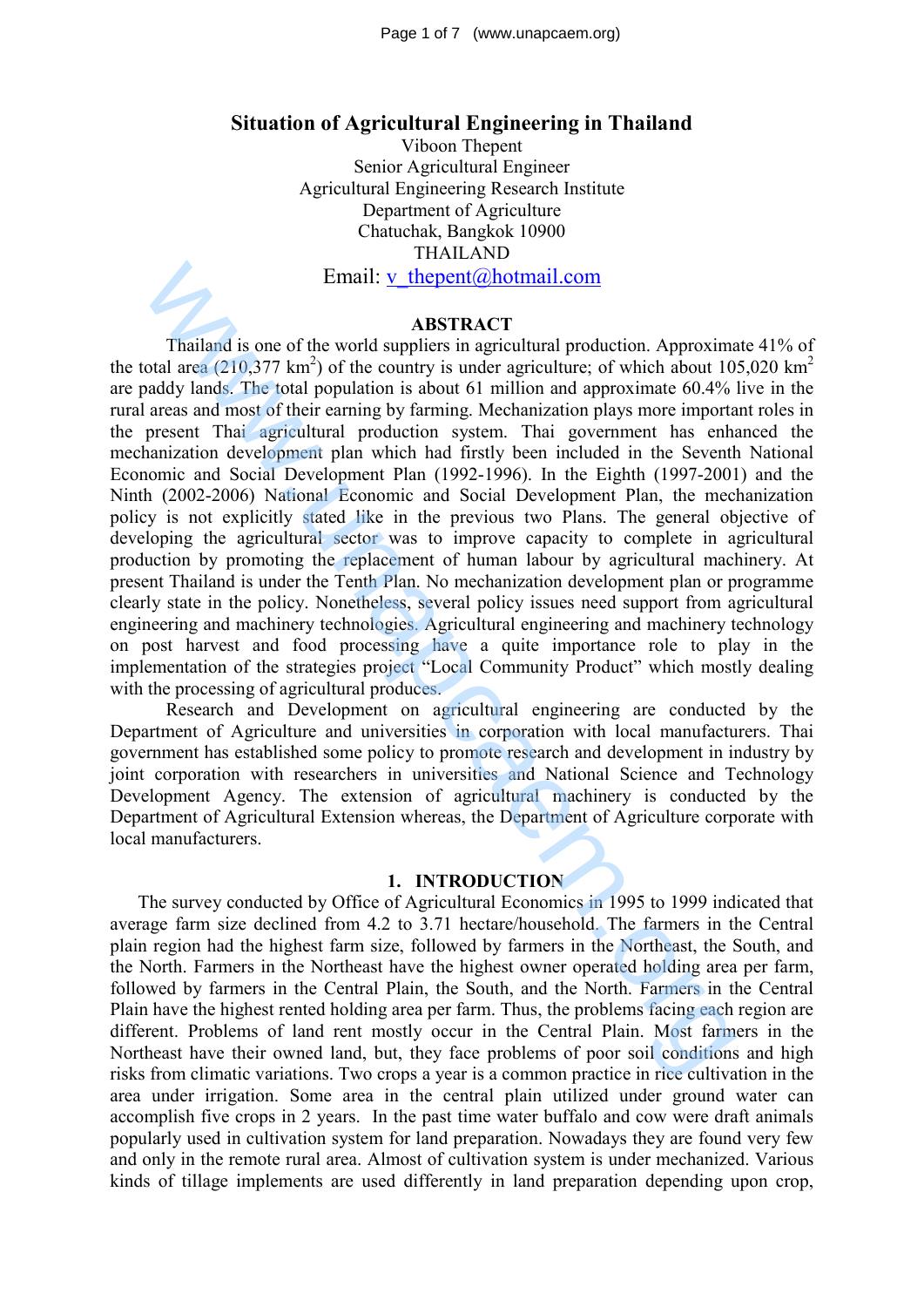# Situation of Agricultural Engineering in Thailand

Viboon Thepent
Senior Agricultural Engineer
Agricultural Engineering Research Institute
Department of Agriculture
Chatuchak, Bangkok 10900
THAILAND
Email: v_thepent@hotmail.com

## ABSTRACT

Thailand is one of the world suppliers in agricultural production. Approximate 41% of the total area (210,377 km$^2$) of the country is under agriculture; of which about 105,020 km$^2$ are paddy lands. The total population is about 61 million and approximate 60.4% live in the rural areas and most of their earning by farming. Mechanization plays more important roles in the present Thai agricultural production system. Thai government has enhanced the mechanization development plan which had firstly been included in the Seventh National Economic and Social Development Plan (1992-1996). In the Eighth (1997-2001) and the Ninth (2002-2006) National Economic and Social Development Plan, the mechanization policy is not explicitly stated like in the previous two Plans. The general objective of developing the agricultural sector was to improve capacity to complete in agricultural production by promoting the replacement of human labour by agricultural machinery. At present Thailand is under the Tenth Plan. No mechanization development plan or programme clearly state in the policy. Nonetheless, several policy issues need support from agricultural engineering and machinery technologies. Agricultural engineering and machinery technology on post harvest and food processing have a quite importance role to play in the implementation of the strategies project "Local Community Product" which mostly dealing with the processing of agricultural produces.

Research and Development on agricultural engineering are conducted by the Department of Agriculture and universities in corporation with local manufacturers. Thai government has established some policy to promote research and development in industry by joint corporation with researchers in universities and National Science and Technology Development Agency. The extension of agricultural machinery is conducted by the Department of Agricultural Extension whereas, the Department of Agriculture corporate with local manufacturers.

## 1. INTRODUCTION

The survey conducted by Office of Agricultural Economics in 1995 to 1999 indicated that average farm size declined from 4.2 to 3.71 hectare/household. The farmers in the Central plain region had the highest farm size, followed by farmers in the Northeast, the South, and the North. Farmers in the Northeast have the highest owner operated holding area per farm, followed by farmers in the Central Plain, the South, and the North. Farmers in the Central Plain have the highest rented holding area per farm. Thus, the problems facing each region are different. Problems of land rent mostly occur in the Central Plain. Most farmers in the Northeast have their owned land, but, they face problems of poor soil conditions and high risks from climatic variations. Two crops a year is a common practice in rice cultivation in the area under irrigation. Some area in the central plain utilized under ground water can accomplish five crops in 2 years. In the past time water buffalo and cow were draft animals popularly used in cultivation system for land preparation. Nowadays they are found very few and only in the remote rural area. Almost of cultivation system is under mechanized. Various kinds of tillage implements are used differently in land preparation depending upon crop,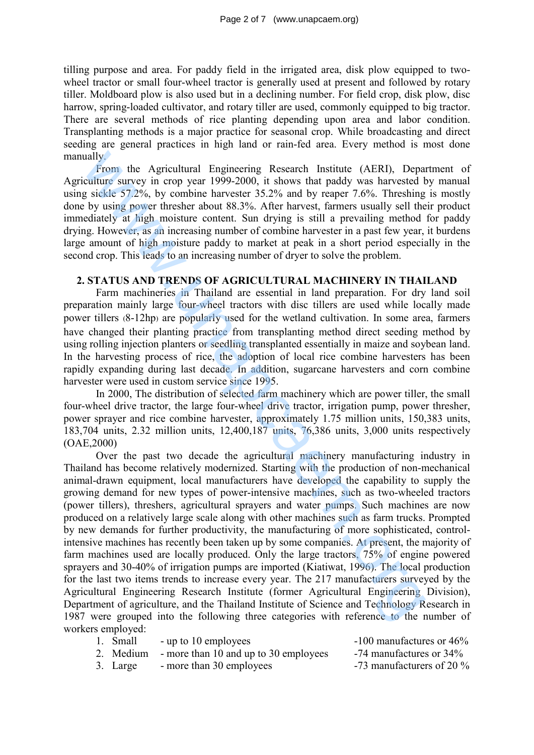tilling purpose and area. For paddy field in the irrigated area, disk plow equipped to two-wheel tractor or small four-wheel tractor is generally used at present and followed by rotary tiller. Moldboard plow is also used but in a declining number. For field crop, disk plow, disc harrow, spring-loaded cultivator, and rotary tiller are used, commonly equipped to big tractor. There are several methods of rice planting depending upon area and labor condition. Transplanting methods is a major practice for seasonal crop. While broadcasting and direct seeding are general practices in high land or rain-fed area. Every method is most done manually.

From the Agricultural Engineering Research Institute (AERI), Department of Agriculture survey in crop year 1999-2000, it shows that paddy was harvested by manual using sickle 57.2%, by combine harvester 35.2% and by reaper 7.6%. Threshing is mostly done by using power thresher about 88.3%. After harvest, farmers usually sell their product immediately at high moisture content. Sun drying is still a prevailing method for paddy drying. However, as an increasing number of combine harvester in a past few year, it burdens large amount of high moisture paddy to market at peak in a short period especially in the second crop. This leads to an increasing number of dryer to solve the problem.

## 2. STATUS AND TRENDS OF AGRICULTURAL MACHINERY IN THAILAND

Farm machineries in Thailand are essential in land preparation. For dry land soil preparation mainly large four-wheel tractors with disc tillers are used while locally made power tillers (8-12hp) are popularly used for the wetland cultivation. In some area, farmers have changed their planting practice from transplanting method direct seeding method by using rolling injection planters or seedling transplanted essentially in maize and soybean land. In the harvesting process of rice, the adoption of local rice combine harvesters has been rapidly expanding during last decade. In addition, sugarcane harvesters and corn combine harvester were used in custom service since 1995.

In 2000, The distribution of selected farm machinery which are power tiller, the small four-wheel drive tractor, the large four-wheel drive tractor, irrigation pump, power thresher, power sprayer and rice combine harvester, approximately 1.75 million units, 150,383 units, 183,704 units, 2.32 million units, 12,400,187 units, 76,386 units, 3,000 units respectively (OAE,2000)

Over the past two decade the agricultural machinery manufacturing industry in Thailand has become relatively modernized. Starting with the production of non-mechanical animal-drawn equipment, local manufacturers have developed the capability to supply the growing demand for new types of power-intensive machines, such as two-wheeled tractors (power tillers), threshers, agricultural sprayers and water pumps. Such machines are now produced on a relatively large scale along with other machines such as farm trucks. Prompted by new demands for further productivity, the manufacturing of more sophisticated, control-intensive machines has recently been taken up by some companies. At present, the majority of farm machines used are locally produced. Only the large tractors, 75% of engine powered sprayers and 30-40% of irrigation pumps are imported (Kiatiwat, 1996). The local production for the last two items trends to increase every year. The 217 manufacturers surveyed by the Agricultural Engineering Research Institute (former Agricultural Engineering Division), Department of agriculture, and the Thailand Institute of Science and Technology Research in 1987 were grouped into the following three categories with reference to the number of workers employed:

1. Small - up to 10 employees -100 manufactures or 46%
2. Medium - more than 10 and up to 30 employees -74 manufactures or 34%
3. Large - more than 30 employees -73 manufacturers of 20 %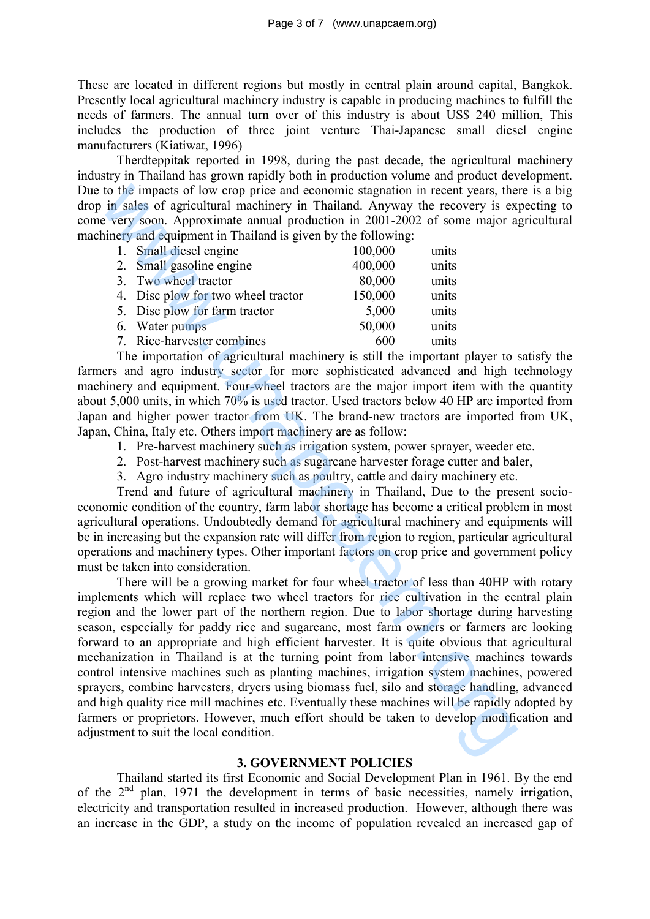These are located in different regions but mostly in central plain around capital, Bangkok. Presently local agricultural machinery industry is capable in producing machines to fulfill the needs of farmers. The annual turn over of this industry is about US$ 240 million, This includes the production of three joint venture Thai-Japanese small diesel engine manufacturers (Kiatiwat, 1996)

Therdteppitak reported in 1998, during the past decade, the agricultural machinery industry in Thailand has grown rapidly both in production volume and product development. Due to the impacts of low crop price and economic stagnation in recent years, there is a big drop in sales of agricultural machinery in Thailand. Anyway the recovery is expecting to come very soon. Approximate annual production in 2001-2002 of some major agricultural machinery and equipment in Thailand is given by the following:

| | | |
|---|---|---|
| 1. Small diesel engine | 100,000 | units |
| 2. Small gasoline engine | 400,000 | units |
| 3. Two wheel tractor | 80,000 | units |
| 4. Disc plow for two wheel tractor | 150,000 | units |
| 5. Disc plow for farm tractor | 5,000 | units |
| 6. Water pumps | 50,000 | units |
| 7. Rice-harvester combines | 600 | units |

The importation of agricultural machinery is still the important player to satisfy the farmers and agro industry sector for more sophisticated advanced and high technology machinery and equipment. Four-wheel tractors are the major import item with the quantity about 5,000 units, in which 70% is used tractor. Used tractors below 40 HP are imported from Japan and higher power tractor from UK. The brand-new tractors are imported from UK, Japan, China, Italy etc. Others import machinery are as follow:

1. Pre-harvest machinery such as irrigation system, power sprayer, weeder etc.
2. Post-harvest machinery such as sugarcane harvester forage cutter and baler,
3. Agro industry machinery such as poultry, cattle and dairy machinery etc.

Trend and future of agricultural machinery in Thailand, Due to the present socio-economic condition of the country, farm labor shortage has become a critical problem in most agricultural operations. Undoubtedly demand for agricultural machinery and equipments will be in increasing but the expansion rate will differ from region to region, particular agricultural operations and machinery types. Other important factors on crop price and government policy must be taken into consideration.

There will be a growing market for four wheel tractor of less than 40HP with rotary implements which will replace two wheel tractors for rice cultivation in the central plain region and the lower part of the northern region. Due to labor shortage during harvesting season, especially for paddy rice and sugarcane, most farm owners or farmers are looking forward to an appropriate and high efficient harvester. It is quite obvious that agricultural mechanization in Thailand is at the turning point from labor intensive machines towards control intensive machines such as planting machines, irrigation system machines, powered sprayers, combine harvesters, dryers using biomass fuel, silo and storage handling, advanced and high quality rice mill machines etc. Eventually these machines will be rapidly adopted by farmers or proprietors. However, much effort should be taken to develop modification and adjustment to suit the local condition.

## 3. GOVERNMENT POLICIES

Thailand started its first Economic and Social Development Plan in 1961. By the end of the 2nd plan, 1971 the development in terms of basic necessities, namely irrigation, electricity and transportation resulted in increased production. However, although there was an increase in the GDP, a study on the income of population revealed an increased gap of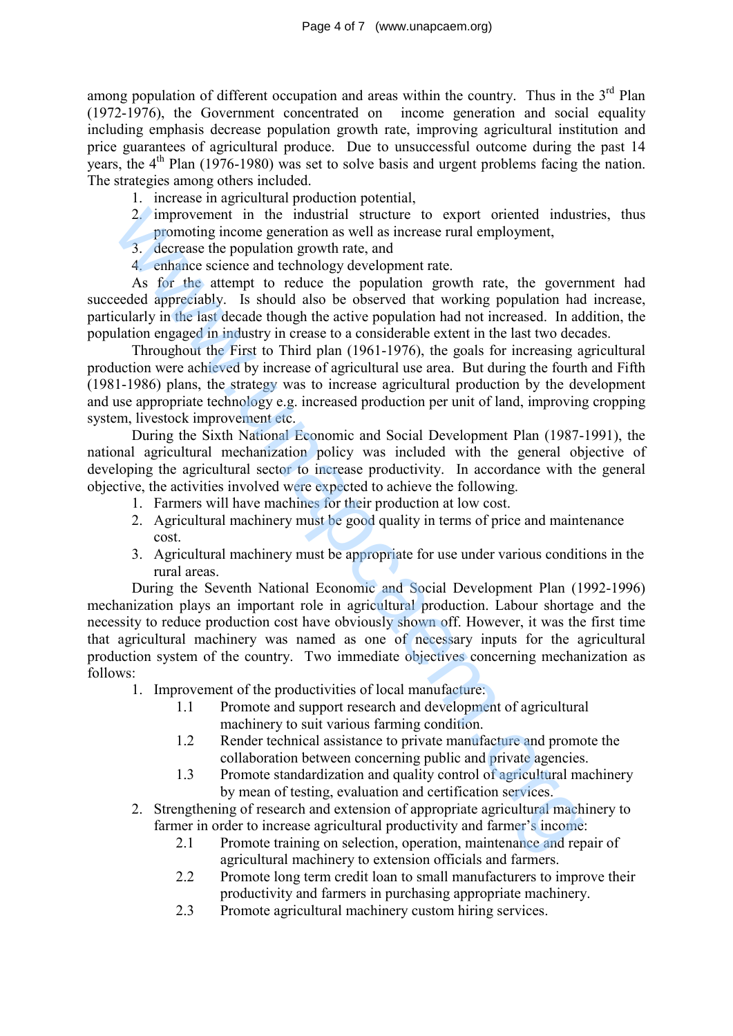among population of different occupation and areas within the country. Thus in the 3rd Plan (1972-1976), the Government concentrated on income generation and social equality including emphasis decrease population growth rate, improving agricultural institution and price guarantees of agricultural produce. Due to unsuccessful outcome during the past 14 years, the 4th Plan (1976-1980) was set to solve basis and urgent problems facing the nation. The strategies among others included.

1. increase in agricultural production potential,
2. improvement in the industrial structure to export oriented industries, thus promoting income generation as well as increase rural employment,
3. decrease the population growth rate, and
4. enhance science and technology development rate.

As for the attempt to reduce the population growth rate, the government had succeeded appreciably. Is should also be observed that working population had increase, particulary in the last decade though the active population had not increased. In addition, the population engaged in industry in crease to a considerable extent in the last two decades.

Throughout the First to Third plan (1961-1976), the goals for increasing agricultural production were achieved by increase of agricultural use area. But during the fourth and Fifth (1981-1986) plans, the strategy was to increase agricultural production by the development and use appropriate technology e.g. increased production per unit of land, improving cropping system, livestock improvement etc.

During the Sixth National Economic and Social Development Plan (1987-1991), the national agricultural mechanization policy was included with the general objective of developing the agricultural sector to increase productivity. In accordance with the general objective, the activities involved were expected to achieve the following.

1. Farmers will have machines for their production at low cost.
2. Agricultural machinery must be good quality in terms of price and maintenance cost.
3. Agricultural machinery must be appropriate for use under various conditions in the rural areas.

During the Seventh National Economic and Social Development Plan (1992-1996) mechanization plays an important role in agricultural production. Labour shortage and the necessity to reduce production cost have obviously shown off. However, it was the first time that agricultural machinery was named as one of necessary inputs for the agricultural production system of the country. Two immediate objectives concerning mechanization as follows:

1. Improvement of the productivities of local manufacture:
   - 1.1 Promote and support research and development of agricultural machinery to suit various farming condition.
   - 1.2 Render technical assistance to private manufacture and promote the collaboration between concerning public and private agencies.
   - 1.3 Promote standardization and quality control of agricultural machinery by mean of testing, evaluation and certification services.
2. Strengthening of research and extension of appropriate agricultural machinery to farmer in order to increase agricultural productivity and farmer's income:
   - 2.1 Promote training on selection, operation, maintenance and repair of agricultural machinery to extension officials and farmers.
   - 2.2 Promote long term credit loan to small manufacturers to improve their productivity and farmers in purchasing appropriate machinery.
   - 2.3 Promote agricultural machinery custom hiring services.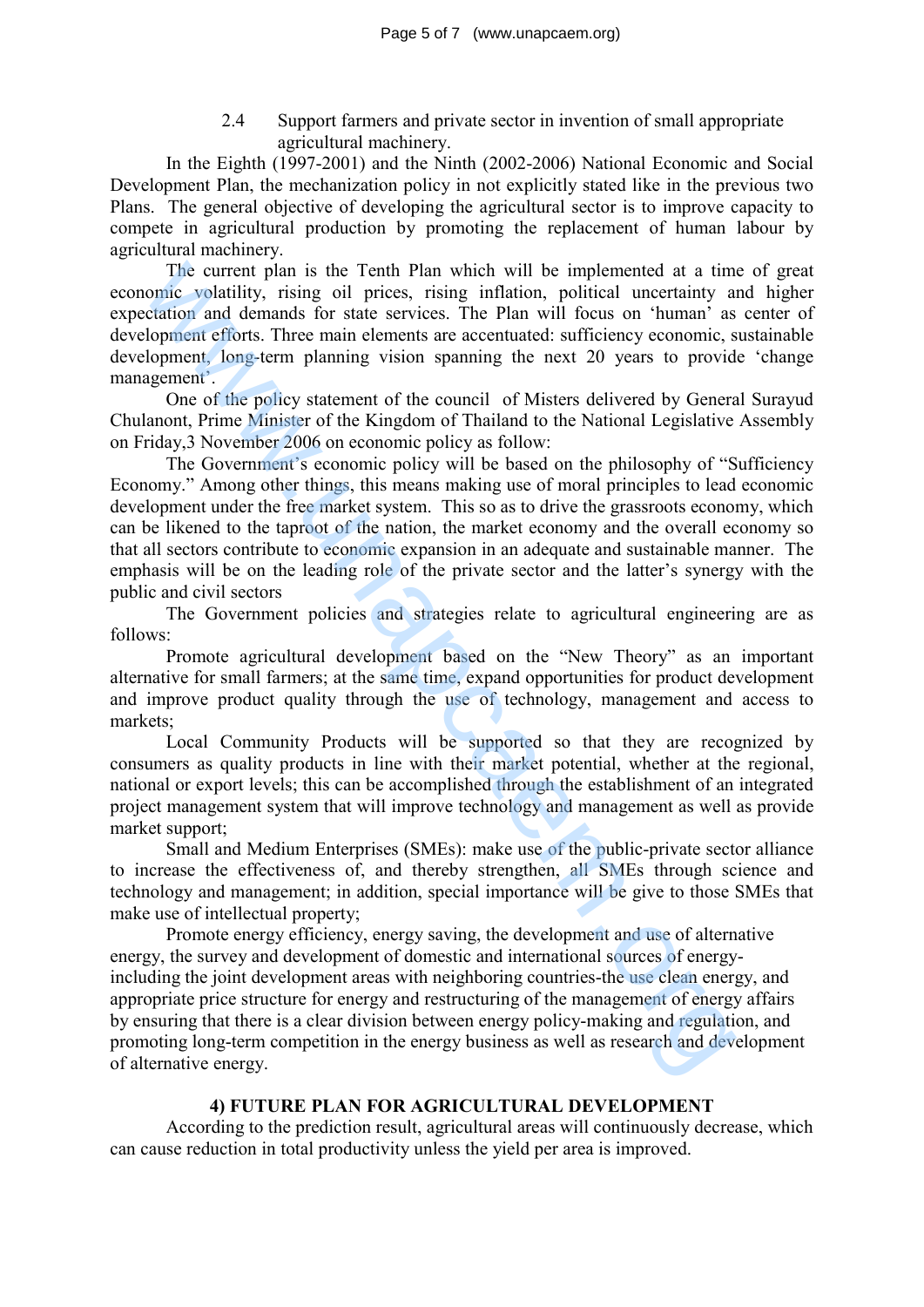2.4 Support farmers and private sector in invention of small appropriate agricultural machinery.

In the Eighth (1997-2001) and the Ninth (2002-2006) National Economic and Social Development Plan, the mechanization policy in not explicitly stated like in the previous two Plans. The general objective of developing the agricultural sector is to improve capacity to compete in agricultural production by promoting the replacement of human labour by agricultural machinery.

The current plan is the Tenth Plan which will be implemented at a time of great economic volatility, rising oil prices, rising inflation, political uncertainty and higher expectation and demands for state services. The Plan will focus on 'human' as center of development efforts. Three main elements are accentuated: sufficiency economic, sustainable development, long-term planning vision spanning the next 20 years to provide 'change management'.

One of the policy statement of the council of Misters delivered by General Surayud Chulanont, Prime Minister of the Kingdom of Thailand to the National Legislative Assembly on Friday,3 November 2006 on economic policy as follow:

The Government's economic policy will be based on the philosophy of "Sufficiency Economy." Among other things, this means making use of moral principles to lead economic development under the free market system. This so as to drive the grassroots economy, which can be likened to the taproot of the nation, the market economy and the overall economy so that all sectors contribute to economic expansion in an adequate and sustainable manner. The emphasis will be on the leading role of the private sector and the latter's synergy with the public and civil sectors

The Government policies and strategies relate to agricultural engineering are as follows:

Promote agricultural development based on the "New Theory" as an important alternative for small farmers; at the same time, expand opportunities for product development and improve product quality through the use of technology, management and access to markets;

Local Community Products will be supported so that they are recognized by consumers as quality products in line with their market potential, whether at the regional, national or export levels; this can be accomplished through the establishment of an integrated project management system that will improve technology and management as well as provide market support;

Small and Medium Enterprises (SMEs): make use of the public-private sector alliance to increase the effectiveness of, and thereby strengthen, all SMEs through science and technology and management; in addition, special importance will be give to those SMEs that make use of intellectual property;

Promote energy efficiency, energy saving, the development and use of alternative energy, the survey and development of domestic and international sources of energy-including the joint development areas with neighboring countries-the use clean energy, and appropriate price structure for energy and restructuring of the management of energy affairs by ensuring that there is a clear division between energy policy-making and regulation, and promoting long-term competition in the energy business as well as research and development of alternative energy.

## 4) FUTURE PLAN FOR AGRICULTURAL DEVELOPMENT

According to the prediction result, agricultural areas will continuously decrease, which can cause reduction in total productivity unless the yield per area is improved.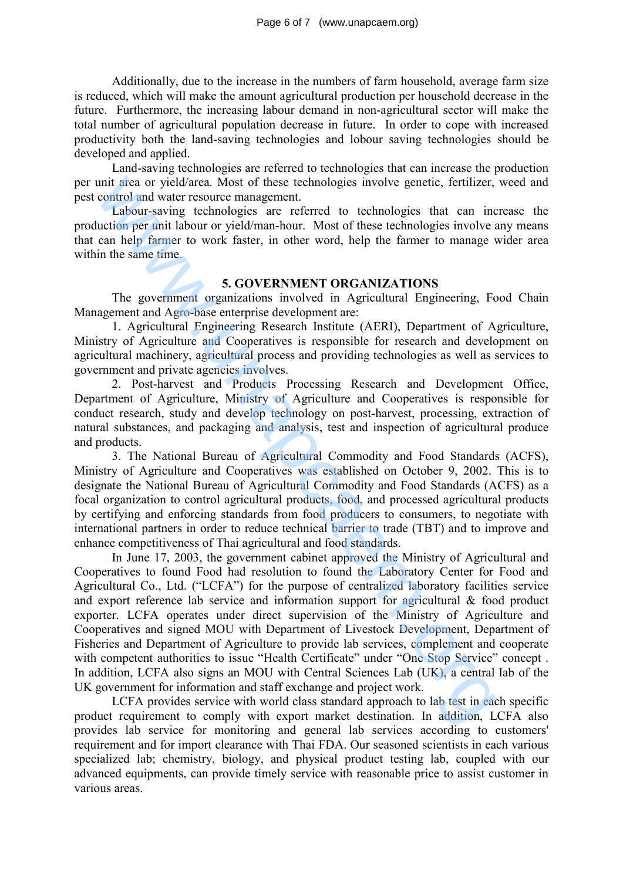Additionally, due to the increase in the numbers of farm household, average farm size is reduced, which will make the amount agricultural production per household decrease in the future. Furthermore, the increasing labour demand in non-agricultural sector will make the total number of agricultural population decrease in future. In order to cope with increased productivity both the land-saving technologies and lobour saving technologies should be developed and applied.

Land-saving technologies are referred to technologies that can increase the production per unit area or yield/area. Most of these technologies involve genetic, fertilizer, weed and pest control and water resource management.

Labour-saving technologies are referred to technologies that can increase the production per unit labour or yield/man-hour. Most of these technologies involve any means that can help farmer to work faster, in other word, help the farmer to manage wider area within the same time.

## 5. GOVERNMENT ORGANIZATIONS

The government organizations involved in Agricultural Engineering, Food Chain Management and Agro-base enterprise development are:

1. Agricultural Engineering Research Institute (AERI), Department of Agriculture, Ministry of Agriculture and Cooperatives is responsible for research and development on agricultural machinery, agricultural process and providing technologies as well as services to government and private agencies involves.

2. Post-harvest and Products Processing Research and Development Office, Department of Agriculture, Ministry of Agriculture and Cooperatives is responsible for conduct research, study and develop technology on post-harvest, processing, extraction of natural substances, and packaging and analysis, test and inspection of agricultural produce and products.

3. The National Bureau of Agricultural Commodity and Food Standards (ACFS), Ministry of Agriculture and Cooperatives was established on October 9, 2002. This is to designate the National Bureau of Agricultural Commodity and Food Standards (ACFS) as a focal organization to control agricultural products, food, and processed agricultural products by certifying and enforcing standards from food producers to consumers, to negotiate with international partners in order to reduce technical barrier to trade (TBT) and to improve and enhance competitiveness of Thai agricultural and food standards.

In June 17, 2003, the government cabinet approved the Ministry of Agricultural and Cooperatives to found Food had resolution to found the Laboratory Center for Food and Agricultural Co., Ltd. ("LCFA") for the purpose of centralized laboratory facilities service and export reference lab service and information support for agricultural & food product exporter. LCFA operates under direct supervision of the Ministry of Agriculture and Cooperatives and signed MOU with Department of Livestock Development, Department of Fisheries and Department of Agriculture to provide lab services, complement and cooperate with competent authorities to issue "Health Certificate" under "One Stop Service" concept . In addition, LCFA also signs an MOU with Central Sciences Lab (UK), a central lab of the UK government for information and staff exchange and project work.

LCFA provides service with world class standard approach to lab test in each specific product requirement to comply with export market destination. In addition, LCFA also provides lab service for monitoring and general lab services according to customers' requirement and for import clearance with Thai FDA. Our seasoned scientists in each various specialized lab; chemistry, biology, and physical product testing lab, coupled with our advanced equipments, can provide timely service with reasonable price to assist customer in various areas.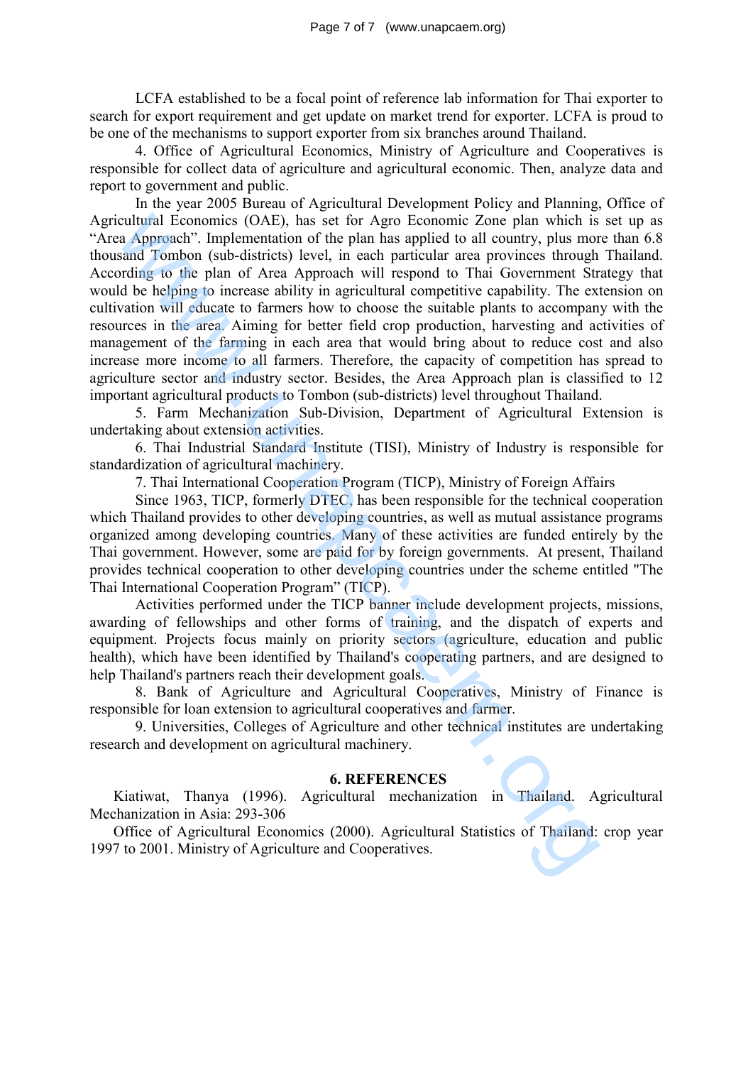LCFA established to be a focal point of reference lab information for Thai exporter to search for export requirement and get update on market trend for exporter. LCFA is proud to be one of the mechanisms to support exporter from six branches around Thailand.

4. Office of Agricultural Economics, Ministry of Agriculture and Cooperatives is responsible for collect data of agriculture and agricultural economic. Then, analyze data and report to government and public.

In the year 2005 Bureau of Agricultural Development Policy and Planning, Office of Agricultural Economics (OAE), has set for Agro Economic Zone plan which is set up as "Area Approach". Implementation of the plan has applied to all country, plus more than 6.8 thousand Tombon (sub-districts) level, in each particular area provinces through Thailand. According to the plan of Area Approach will respond to Thai Government Strategy that would be helping to increase ability in agricultural competitive capability. The extension on cultivation will educate to farmers how to choose the suitable plants to accompany with the resources in the area. Aiming for better field crop production, harvesting and activities of management of the farming in each area that would bring about to reduce cost and also increase more income to all farmers. Therefore, the capacity of competition has spread to agriculture sector and industry sector. Besides, the Area Approach plan is classified to 12 important agricultural products to Tombon (sub-districts) level throughout Thailand.

5. Farm Mechanization Sub-Division, Department of Agricultural Extension is undertaking about extension activities.

6. Thai Industrial Standard Institute (TISI), Ministry of Industry is responsible for standardization of agricultural machinery.

7. Thai International Cooperation Program (TICP), Ministry of Foreign Affairs

Since 1963, TICP, formerly DTEC, has been responsible for the technical cooperation which Thailand provides to other developing countries, as well as mutual assistance programs organized among developing countries. Many of these activities are funded entirely by the Thai government. However, some are paid for by foreign governments. At present, Thailand provides technical cooperation to other developing countries under the scheme entitled "The Thai International Cooperation Program" (TICP).

Activities performed under the TICP banner include development projects, missions, awarding of fellowships and other forms of training, and the dispatch of experts and equipment. Projects focus mainly on priority sectors (agriculture, education and public health), which have been identified by Thailand's cooperating partners, and are designed to help Thailand's partners reach their development goals.

8. Bank of Agriculture and Agricultural Cooperatives, Ministry of Finance is responsible for loan extension to agricultural cooperatives and farmer.

9. Universities, Colleges of Agriculture and other technical institutes are undertaking research and development on agricultural machinery.

## 6. REFERENCES

Kiatiwat, Thanya (1996). Agricultural mechanization in Thailand. Agricultural Mechanization in Asia: 293-306

Office of Agricultural Economics (2000). Agricultural Statistics of Thailand: crop year 1997 to 2001. Ministry of Agriculture and Cooperatives.